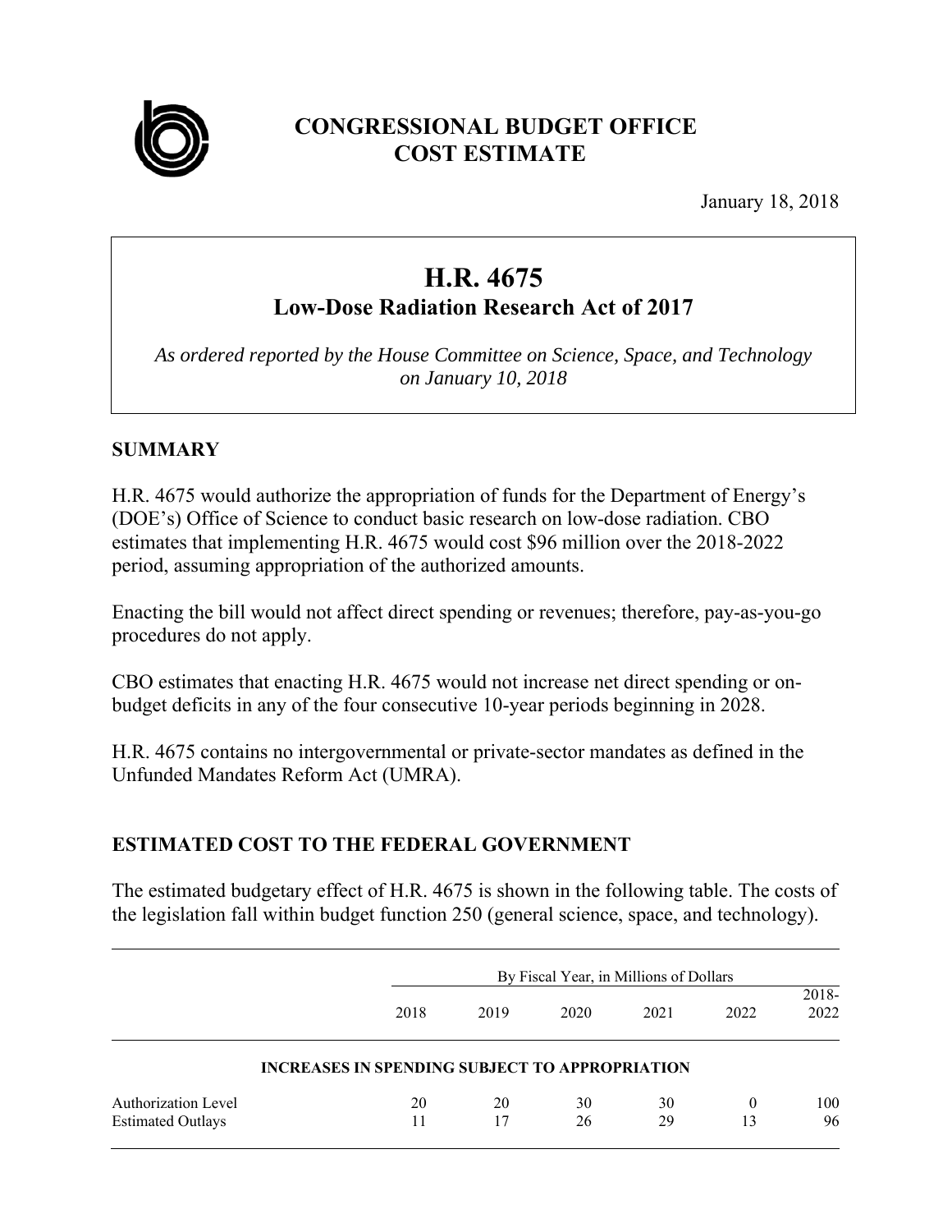# CONGRESSIONAL BUDGET OFFICE COST ESTIMATE

January 18, 2018

## H.R. 4675
### Low-Dose Radiation Research Act of 2017

*As ordered reported by the House Committee on Science, Space, and Technology on January 10, 2018*

## SUMMARY

H.R. 4675 would authorize the appropriation of funds for the Department of Energy's (DOE's) Office of Science to conduct basic research on low-dose radiation. CBO estimates that implementing H.R. 4675 would cost $96 million over the 2018-2022 period, assuming appropriation of the authorized amounts.

Enacting the bill would not affect direct spending or revenues; therefore, pay-as-you-go procedures do not apply.

CBO estimates that enacting H.R. 4675 would not increase net direct spending or on-budget deficits in any of the four consecutive 10-year periods beginning in 2028.

H.R. 4675 contains no intergovernmental or private-sector mandates as defined in the Unfunded Mandates Reform Act (UMRA).

## ESTIMATED COST TO THE FEDERAL GOVERNMENT

The estimated budgetary effect of H.R. 4675 is shown in the following table. The costs of the legislation fall within budget function 250 (general science, space, and technology).

| | By Fiscal Year, in Millions of Dollars | | | | | |
|---|---|---|---|---|---|---|
| | 2018 | 2019 | 2020 | 2021 | 2022 | 2018-2022 |
| **INCREASES IN SPENDING SUBJECT TO APPROPRIATION** | | | | | | |
| Authorization Level | 20 | 20 | 30 | 30 | 0 | 100 |
| Estimated Outlays | 11 | 17 | 26 | 29 | 13 | 96 |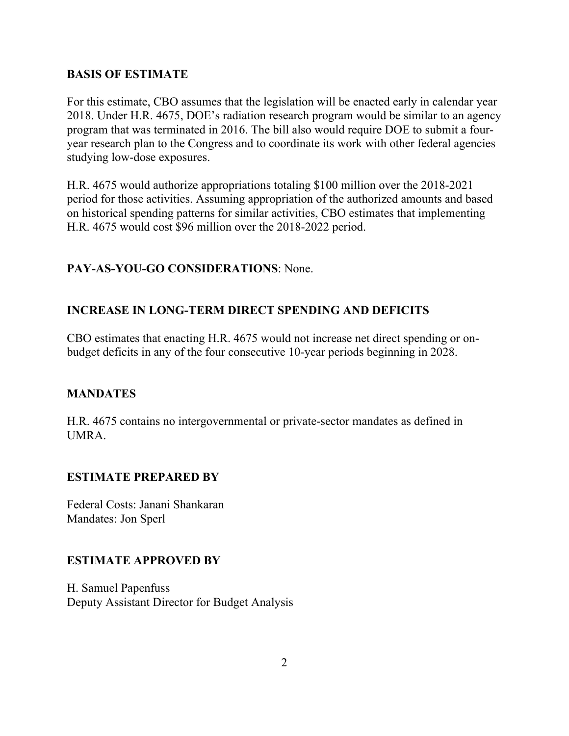## BASIS OF ESTIMATE

For this estimate, CBO assumes that the legislation will be enacted early in calendar year 2018. Under H.R. 4675, DOE's radiation research program would be similar to an agency program that was terminated in 2016. The bill also would require DOE to submit a four-year research plan to the Congress and to coordinate its work with other federal agencies studying low-dose exposures.

H.R. 4675 would authorize appropriations totaling $100 million over the 2018-2021 period for those activities. Assuming appropriation of the authorized amounts and based on historical spending patterns for similar activities, CBO estimates that implementing H.R. 4675 would cost $96 million over the 2018-2022 period.

## PAY-AS-YOU-GO CONSIDERATIONS: None.

## INCREASE IN LONG-TERM DIRECT SPENDING AND DEFICITS

CBO estimates that enacting H.R. 4675 would not increase net direct spending or on-budget deficits in any of the four consecutive 10-year periods beginning in 2028.

## MANDATES

H.R. 4675 contains no intergovernmental or private-sector mandates as defined in UMRA.

## ESTIMATE PREPARED BY

Federal Costs: Janani Shankaran
Mandates: Jon Sperl

## ESTIMATE APPROVED BY

H. Samuel Papenfuss
Deputy Assistant Director for Budget Analysis